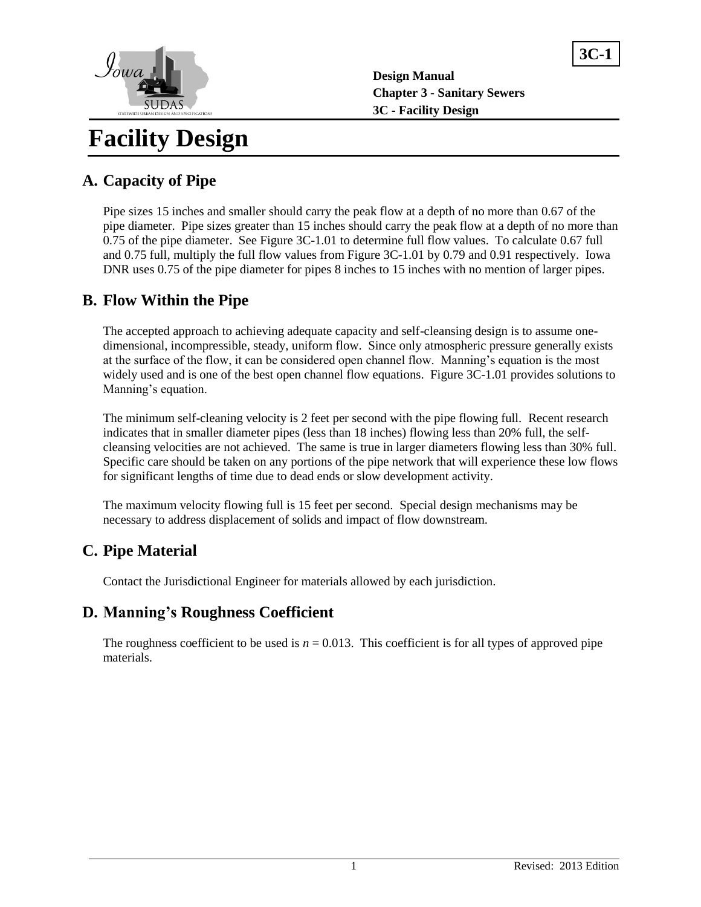# Facility Design

## A. Capacity of Pipe

Pipe sizes 15 inches and smaller should carry the peak flow at a depth of no more than 0.67 of the pipe diameter. Pipe sizes greater than 15 inches should carry the peak flow at a depth of no more than 0.75 of the pipe diameter. See Figure 3C-1.01 to determine full flow values. To calculate 0.67 full and 0.75 full, multiply the full flow values from Figure 3C-1.01 by 0.79 and 0.91 respectively. Iowa DNR uses 0.75 of the pipe diameter for pipes 8 inches to 15 inches with no mention of larger pipes.

## B. Flow Within the Pipe

The accepted approach to achieving adequate capacity and self-cleansing design is to assume one-dimensional, incompressible, steady, uniform flow. Since only atmospheric pressure generally exists at the surface of the flow, it can be considered open channel flow. Manning's equation is the most widely used and is one of the best open channel flow equations. Figure 3C-1.01 provides solutions to Manning's equation.

The minimum self-cleaning velocity is 2 feet per second with the pipe flowing full. Recent research indicates that in smaller diameter pipes (less than 18 inches) flowing less than 20% full, the self-cleansing velocities are not achieved. The same is true in larger diameters flowing less than 30% full. Specific care should be taken on any portions of the pipe network that will experience these low flows for significant lengths of time due to dead ends or slow development activity.

The maximum velocity flowing full is 15 feet per second. Special design mechanisms may be necessary to address displacement of solids and impact of flow downstream.

## C. Pipe Material

Contact the Jurisdictional Engineer for materials allowed by each jurisdiction.

## D. Manning's Roughness Coefficient

The roughness coefficient to be used is $n = 0.013$. This coefficient is for all types of approved pipe materials.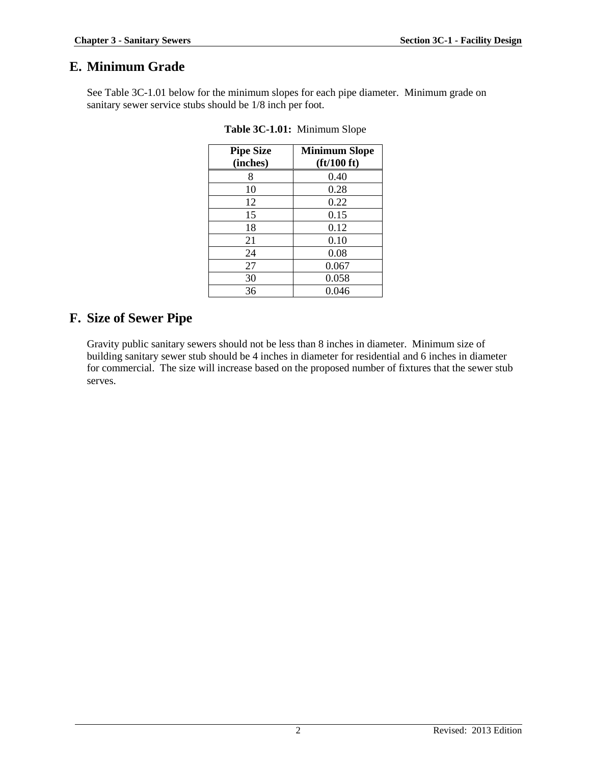## E. Minimum Grade

See Table 3C-1.01 below for the minimum slopes for each pipe diameter. Minimum grade on sanitary sewer service stubs should be 1/8 inch per foot.

**Table 3C-1.01:** Minimum Slope

| Pipe Size (inches) | Minimum Slope (ft/100 ft) |
|---|---|
| 8 | 0.40 |
| 10 | 0.28 |
| 12 | 0.22 |
| 15 | 0.15 |
| 18 | 0.12 |
| 21 | 0.10 |
| 24 | 0.08 |
| 27 | 0.067 |
| 30 | 0.058 |
| 36 | 0.046 |

## F. Size of Sewer Pipe

Gravity public sanitary sewers should not be less than 8 inches in diameter. Minimum size of building sanitary sewer stub should be 4 inches in diameter for residential and 6 inches in diameter for commercial. The size will increase based on the proposed number of fixtures that the sewer stub serves.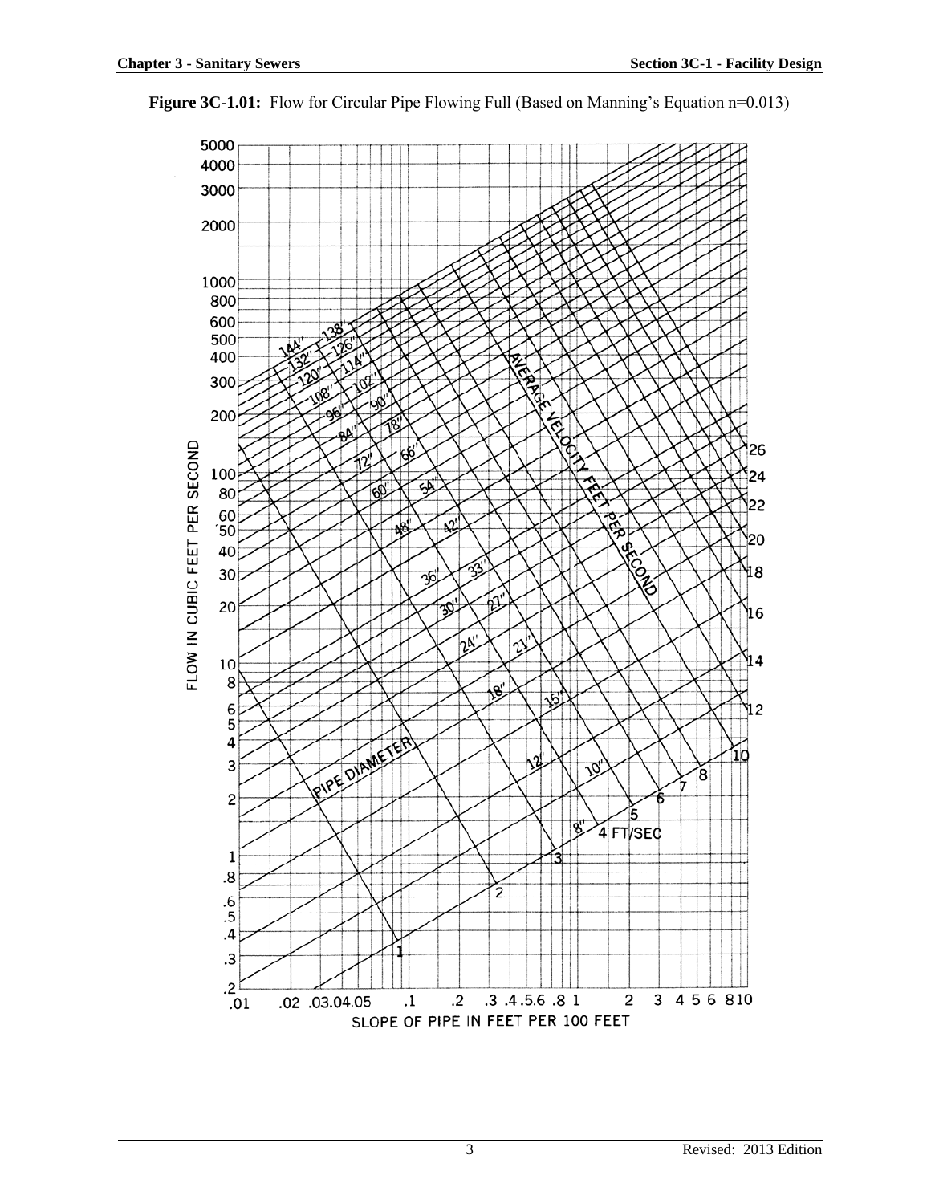**Figure 3C-1.01:** Flow for Circular Pipe Flowing Full (Based on Manning's Equation n=0.013)

FLOW IN CUBIC FEET PER SECOND

5000
4000
3000
2000
1000
800
600
500
400
300
200
100
80
60
50
40
30
20
10
8
6
5
4
3
2
1
.8
.6
.5
.4
.3
.2

SLOPE OF PIPE IN FEET PER 100 FEET

.01 .02 .03 .04 .05 .1 .2 .3 .4 .5 .6 .8 1 2 3 4 5 6 8 10

PIPE DIAMETER

144" 138" 132" 126" 120" 114" 108" 102" 96" 90" 84" 78" 72" 66" 60" 54" 48" 42" 36" 33" 30" 27" 24" 21" 18" 15" 12" 10" 8"

AVERAGE VELOCITY FEET PER SECOND

1 2 3 4 FT/SEC 5 6 7 8 10 12 14 16 18 20 22 24 26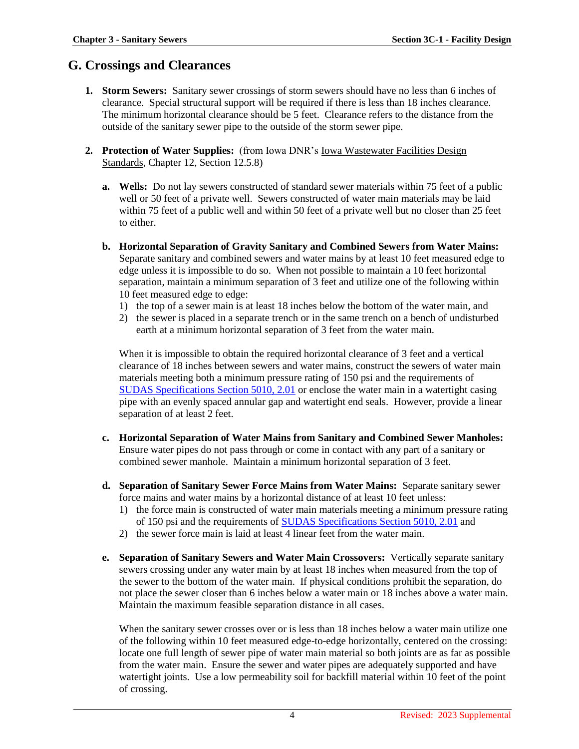## G. Crossings and Clearances

1. **Storm Sewers:** Sanitary sewer crossings of storm sewers should have no less than 6 inches of clearance. Special structural support will be required if there is less than 18 inches clearance. The minimum horizontal clearance should be 5 feet. Clearance refers to the distance from the outside of the sanitary sewer pipe to the outside of the storm sewer pipe.

2. **Protection of Water Supplies:** (from Iowa DNR's Iowa Wastewater Facilities Design Standards, Chapter 12, Section 12.5.8)

   a. **Wells:** Do not lay sewers constructed of standard sewer materials within 75 feet of a public well or 50 feet of a private well. Sewers constructed of water main materials may be laid within 75 feet of a public well and within 50 feet of a private well but no closer than 25 feet to either.

   b. **Horizontal Separation of Gravity Sanitary and Combined Sewers from Water Mains:** Separate sanitary and combined sewers and water mains by at least 10 feet measured edge to edge unless it is impossible to do so. When not possible to maintain a 10 feet horizontal separation, maintain a minimum separation of 3 feet and utilize one of the following within 10 feet measured edge to edge:
      1) the top of a sewer main is at least 18 inches below the bottom of the water main, and
      2) the sewer is placed in a separate trench or in the same trench on a bench of undisturbed earth at a minimum horizontal separation of 3 feet from the water main.

      When it is impossible to obtain the required horizontal clearance of 3 feet and a vertical clearance of 18 inches between sewers and water mains, construct the sewers of water main materials meeting both a minimum pressure rating of 150 psi and the requirements of SUDAS Specifications Section 5010, 2.01 or enclose the water main in a watertight casing pipe with an evenly spaced annular gap and watertight end seals. However, provide a linear separation of at least 2 feet.

   c. **Horizontal Separation of Water Mains from Sanitary and Combined Sewer Manholes:** Ensure water pipes do not pass through or come in contact with any part of a sanitary or combined sewer manhole. Maintain a minimum horizontal separation of 3 feet.

   d. **Separation of Sanitary Sewer Force Mains from Water Mains:** Separate sanitary sewer force mains and water mains by a horizontal distance of at least 10 feet unless:
      1) the force main is constructed of water main materials meeting a minimum pressure rating of 150 psi and the requirements of SUDAS Specifications Section 5010, 2.01 and
      2) the sewer force main is laid at least 4 linear feet from the water main.

   e. **Separation of Sanitary Sewers and Water Main Crossovers:** Vertically separate sanitary sewers crossing under any water main by at least 18 inches when measured from the top of the sewer to the bottom of the water main. If physical conditions prohibit the separation, do not place the sewer closer than 6 inches below a water main or 18 inches above a water main. Maintain the maximum feasible separation distance in all cases.

      When the sanitary sewer crosses over or is less than 18 inches below a water main utilize one of the following within 10 feet measured edge-to-edge horizontally, centered on the crossing: locate one full length of sewer pipe of water main material so both joints are as far as possible from the water main. Ensure the sewer and water pipes are adequately supported and have watertight joints. Use a low permeability soil for backfill material within 10 feet of the point of crossing.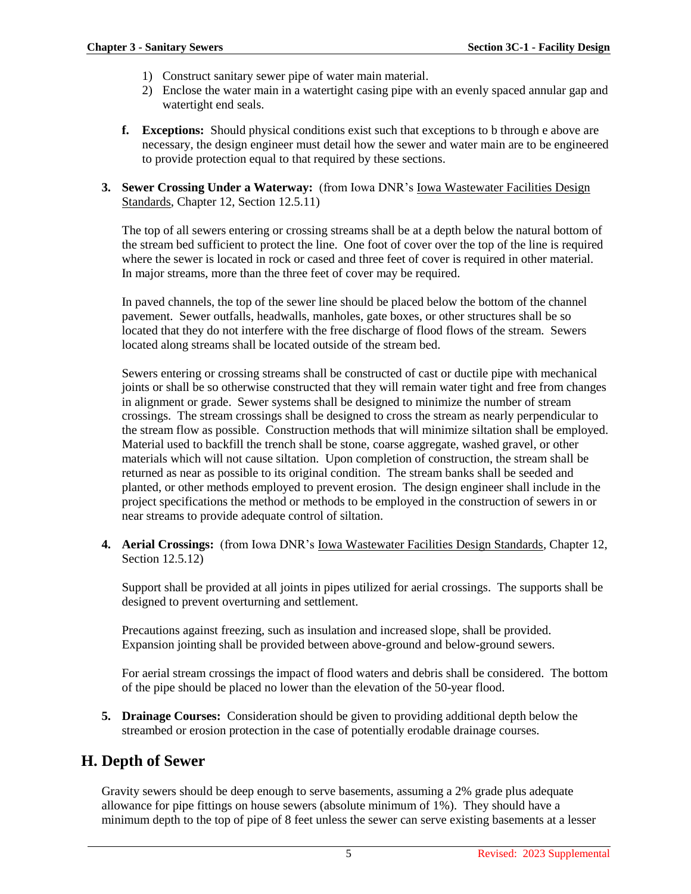1) Construct sanitary sewer pipe of water main material.
2) Enclose the water main in a watertight casing pipe with an evenly spaced annular gap and watertight end seals.

**f. Exceptions:** Should physical conditions exist such that exceptions to b through e above are necessary, the design engineer must detail how the sewer and water main are to be engineered to provide protection equal to that required by these sections.

**3. Sewer Crossing Under a Waterway:** (from Iowa DNR's Iowa Wastewater Facilities Design Standards, Chapter 12, Section 12.5.11)

The top of all sewers entering or crossing streams shall be at a depth below the natural bottom of the stream bed sufficient to protect the line. One foot of cover over the top of the line is required where the sewer is located in rock or cased and three feet of cover is required in other material. In major streams, more than the three feet of cover may be required.

In paved channels, the top of the sewer line should be placed below the bottom of the channel pavement. Sewer outfalls, headwalls, manholes, gate boxes, or other structures shall be so located that they do not interfere with the free discharge of flood flows of the stream. Sewers located along streams shall be located outside of the stream bed.

Sewers entering or crossing streams shall be constructed of cast or ductile pipe with mechanical joints or shall be so otherwise constructed that they will remain water tight and free from changes in alignment or grade. Sewer systems shall be designed to minimize the number of stream crossings. The stream crossings shall be designed to cross the stream as nearly perpendicular to the stream flow as possible. Construction methods that will minimize siltation shall be employed. Material used to backfill the trench shall be stone, coarse aggregate, washed gravel, or other materials which will not cause siltation. Upon completion of construction, the stream shall be returned as near as possible to its original condition. The stream banks shall be seeded and planted, or other methods employed to prevent erosion. The design engineer shall include in the project specifications the method or methods to be employed in the construction of sewers in or near streams to provide adequate control of siltation.

**4. Aerial Crossings:** (from Iowa DNR's Iowa Wastewater Facilities Design Standards, Chapter 12, Section 12.5.12)

Support shall be provided at all joints in pipes utilized for aerial crossings. The supports shall be designed to prevent overturning and settlement.

Precautions against freezing, such as insulation and increased slope, shall be provided. Expansion jointing shall be provided between above-ground and below-ground sewers.

For aerial stream crossings the impact of flood waters and debris shall be considered. The bottom of the pipe should be placed no lower than the elevation of the 50-year flood.

**5. Drainage Courses:** Consideration should be given to providing additional depth below the streambed or erosion protection in the case of potentially erodable drainage courses.

## H. Depth of Sewer

Gravity sewers should be deep enough to serve basements, assuming a 2% grade plus adequate allowance for pipe fittings on house sewers (absolute minimum of 1%). They should have a minimum depth to the top of pipe of 8 feet unless the sewer can serve existing basements at a lesser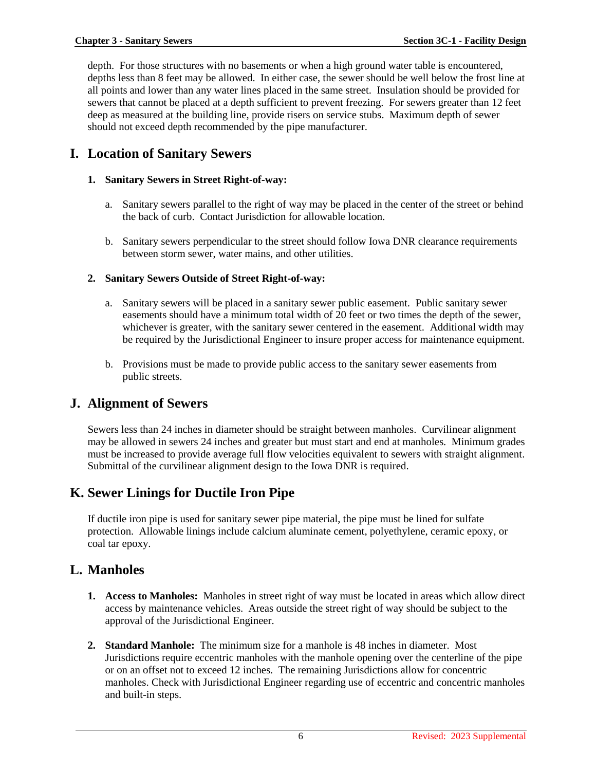depth. For those structures with no basements or when a high ground water table is encountered, depths less than 8 feet may be allowed. In either case, the sewer should be well below the frost line at all points and lower than any water lines placed in the same street. Insulation should be provided for sewers that cannot be placed at a depth sufficient to prevent freezing. For sewers greater than 12 feet deep as measured at the building line, provide risers on service stubs. Maximum depth of sewer should not exceed depth recommended by the pipe manufacturer.

## I. Location of Sanitary Sewers

**1. Sanitary Sewers in Street Right-of-way:**

a. Sanitary sewers parallel to the right of way may be placed in the center of the street or behind the back of curb. Contact Jurisdiction for allowable location.

b. Sanitary sewers perpendicular to the street should follow Iowa DNR clearance requirements between storm sewer, water mains, and other utilities.

**2. Sanitary Sewers Outside of Street Right-of-way:**

a. Sanitary sewers will be placed in a sanitary sewer public easement. Public sanitary sewer easements should have a minimum total width of 20 feet or two times the depth of the sewer, whichever is greater, with the sanitary sewer centered in the easement. Additional width may be required by the Jurisdictional Engineer to insure proper access for maintenance equipment.

b. Provisions must be made to provide public access to the sanitary sewer easements from public streets.

## J. Alignment of Sewers

Sewers less than 24 inches in diameter should be straight between manholes. Curvilinear alignment may be allowed in sewers 24 inches and greater but must start and end at manholes. Minimum grades must be increased to provide average full flow velocities equivalent to sewers with straight alignment. Submittal of the curvilinear alignment design to the Iowa DNR is required.

## K. Sewer Linings for Ductile Iron Pipe

If ductile iron pipe is used for sanitary sewer pipe material, the pipe must be lined for sulfate protection. Allowable linings include calcium aluminate cement, polyethylene, ceramic epoxy, or coal tar epoxy.

## L. Manholes

1. **Access to Manholes:** Manholes in street right of way must be located in areas which allow direct access by maintenance vehicles. Areas outside the street right of way should be subject to the approval of the Jurisdictional Engineer.

2. **Standard Manhole:** The minimum size for a manhole is 48 inches in diameter. Most Jurisdictions require eccentric manholes with the manhole opening over the centerline of the pipe or on an offset not to exceed 12 inches. The remaining Jurisdictions allow for concentric manholes. Check with Jurisdictional Engineer regarding use of eccentric and concentric manholes and built-in steps.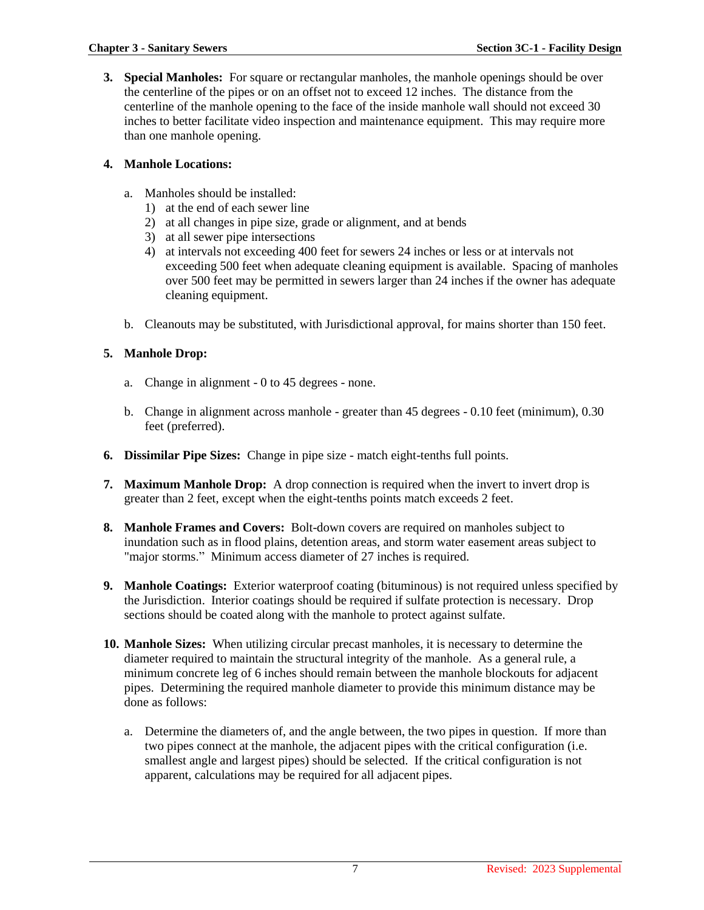3. **Special Manholes:** For square or rectangular manholes, the manhole openings should be over the centerline of the pipes or on an offset not to exceed 12 inches. The distance from the centerline of the manhole opening to the face of the inside manhole wall should not exceed 30 inches to better facilitate video inspection and maintenance equipment. This may require more than one manhole opening.

4. **Manhole Locations:**

   a. Manholes should be installed:
      1) at the end of each sewer line
      2) at all changes in pipe size, grade or alignment, and at bends
      3) at all sewer pipe intersections
      4) at intervals not exceeding 400 feet for sewers 24 inches or less or at intervals not exceeding 500 feet when adequate cleaning equipment is available. Spacing of manholes over 500 feet may be permitted in sewers larger than 24 inches if the owner has adequate cleaning equipment.

   b. Cleanouts may be substituted, with Jurisdictional approval, for mains shorter than 150 feet.

5. **Manhole Drop:**

   a. Change in alignment - 0 to 45 degrees - none.

   b. Change in alignment across manhole - greater than 45 degrees - 0.10 feet (minimum), 0.30 feet (preferred).

6. **Dissimilar Pipe Sizes:** Change in pipe size - match eight-tenths full points.

7. **Maximum Manhole Drop:** A drop connection is required when the invert to invert drop is greater than 2 feet, except when the eight-tenths points match exceeds 2 feet.

8. **Manhole Frames and Covers:** Bolt-down covers are required on manholes subject to inundation such as in flood plains, detention areas, and storm water easement areas subject to "major storms." Minimum access diameter of 27 inches is required.

9. **Manhole Coatings:** Exterior waterproof coating (bituminous) is not required unless specified by the Jurisdiction. Interior coatings should be required if sulfate protection is necessary. Drop sections should be coated along with the manhole to protect against sulfate.

10. **Manhole Sizes:** When utilizing circular precast manholes, it is necessary to determine the diameter required to maintain the structural integrity of the manhole. As a general rule, a minimum concrete leg of 6 inches should remain between the manhole blockouts for adjacent pipes. Determining the required manhole diameter to provide this minimum distance may be done as follows:

    a. Determine the diameters of, and the angle between, the two pipes in question. If more than two pipes connect at the manhole, the adjacent pipes with the critical configuration (i.e. smallest angle and largest pipes) should be selected. If the critical configuration is not apparent, calculations may be required for all adjacent pipes.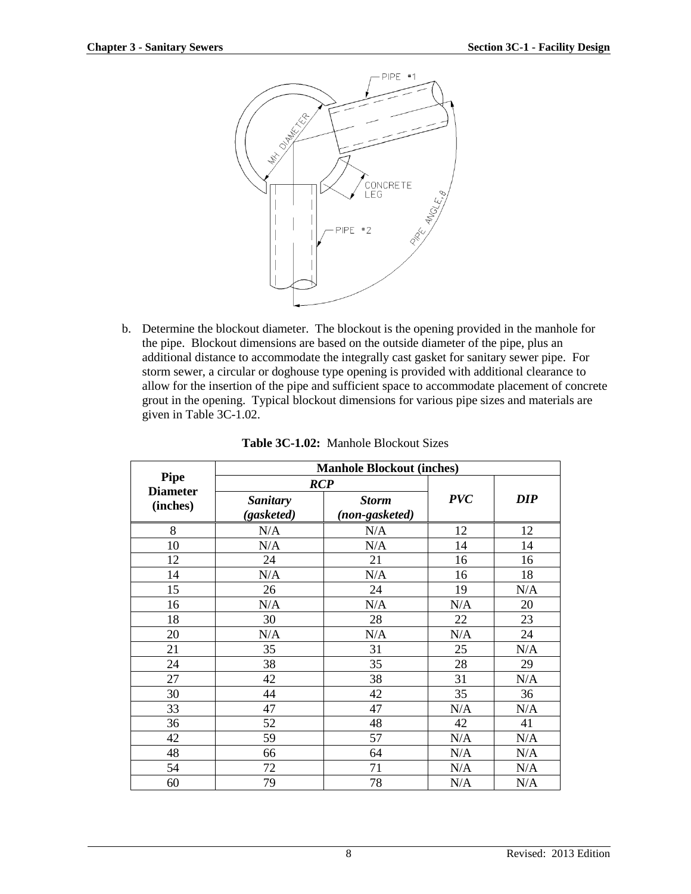b. Determine the blockout diameter. The blockout is the opening provided in the manhole for the pipe. Blockout dimensions are based on the outside diameter of the pipe, plus an additional distance to accommodate the integrally cast gasket for sanitary sewer pipe. For storm sewer, a circular or doghouse type opening is provided with additional clearance to allow for the insertion of the pipe and sufficient space to accommodate placement of concrete grout in the opening. Typical blockout dimensions for various pipe sizes and materials are given in Table 3C-1.02.

**Table 3C-1.02:** Manhole Blockout Sizes

| Pipe Diameter (inches) | Manhole Blockout (inches) | | | |
|---|---|---|---|---|
| | ***RCP*** | | ***PVC*** | ***DIP*** |
| | ***Sanitary (gasketed)*** | ***Storm (non-gasketed)*** | | |
| 8 | N/A | N/A | 12 | 12 |
| 10 | N/A | N/A | 14 | 14 |
| 12 | 24 | 21 | 16 | 16 |
| 14 | N/A | N/A | 16 | 18 |
| 15 | 26 | 24 | 19 | N/A |
| 16 | N/A | N/A | N/A | 20 |
| 18 | 30 | 28 | 22 | 23 |
| 20 | N/A | N/A | N/A | 24 |
| 21 | 35 | 31 | 25 | N/A |
| 24 | 38 | 35 | 28 | 29 |
| 27 | 42 | 38 | 31 | N/A |
| 30 | 44 | 42 | 35 | 36 |
| 33 | 47 | 47 | N/A | N/A |
| 36 | 52 | 48 | 42 | 41 |
| 42 | 59 | 57 | N/A | N/A |
| 48 | 66 | 64 | N/A | N/A |
| 54 | 72 | 71 | N/A | N/A |
| 60 | 79 | 78 | N/A | N/A |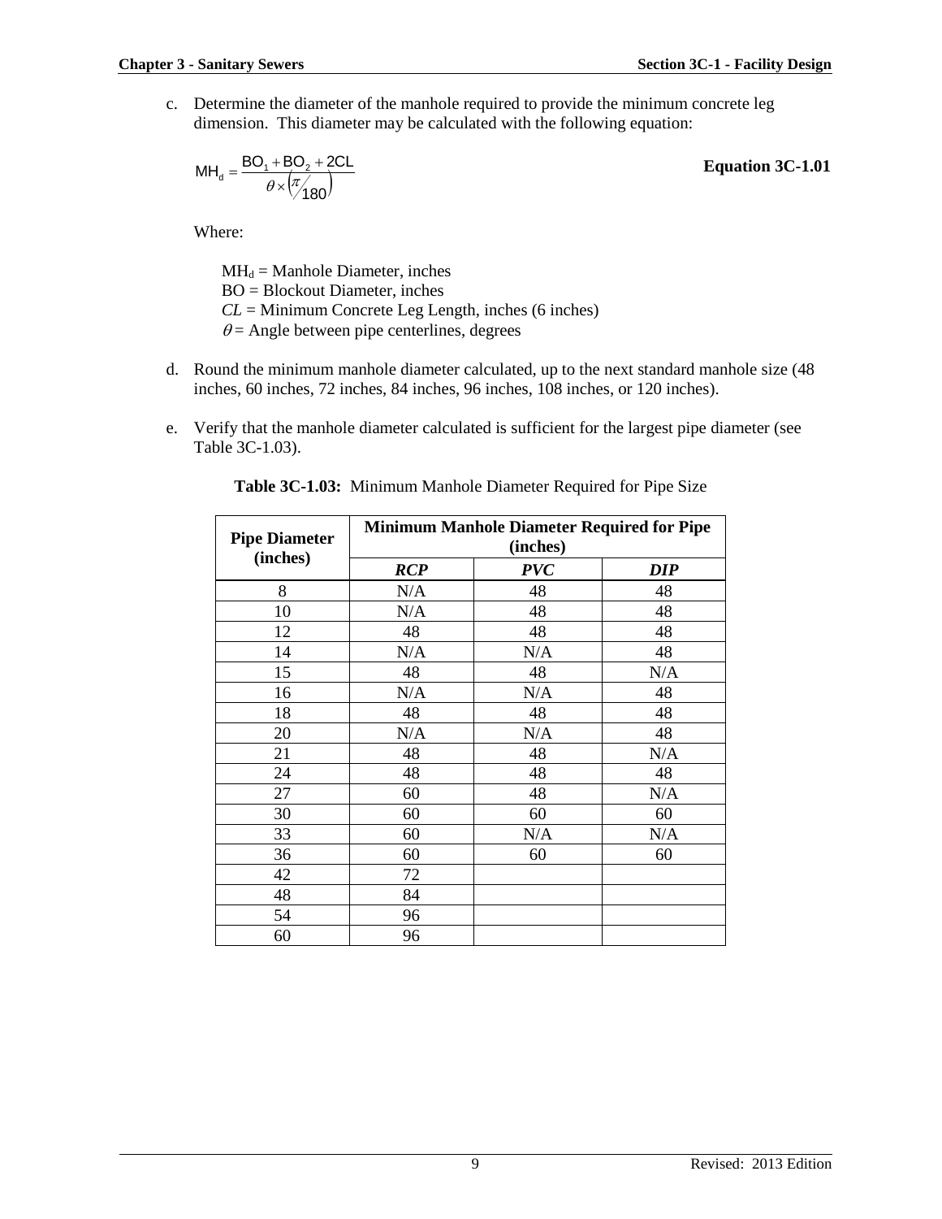c. Determine the diameter of the manhole required to provide the minimum concrete leg dimension. This diameter may be calculated with the following equation:

$$MH_d = \frac{BO_1 + BO_2 + 2CL}{\theta \times \left(\pi/180\right)}$$

**Equation 3C-1.01**

Where:

$MH_d$ = Manhole Diameter, inches
BO = Blockout Diameter, inches
*CL* = Minimum Concrete Leg Length, inches (6 inches)
$\theta$ = Angle between pipe centerlines, degrees

d. Round the minimum manhole diameter calculated, up to the next standard manhole size (48 inches, 60 inches, 72 inches, 84 inches, 96 inches, 108 inches, or 120 inches).

e. Verify that the manhole diameter calculated is sufficient for the largest pipe diameter (see Table 3C-1.03).

**Table 3C-1.03:** Minimum Manhole Diameter Required for Pipe Size

| Pipe Diameter (inches) | Minimum Manhole Diameter Required for Pipe (inches) | | |
|---|---|---|---|
| | ***RCP*** | ***PVC*** | ***DIP*** |
| 8 | N/A | 48 | 48 |
| 10 | N/A | 48 | 48 |
| 12 | 48 | 48 | 48 |
| 14 | N/A | N/A | 48 |
| 15 | 48 | 48 | N/A |
| 16 | N/A | N/A | 48 |
| 18 | 48 | 48 | 48 |
| 20 | N/A | N/A | 48 |
| 21 | 48 | 48 | N/A |
| 24 | 48 | 48 | 48 |
| 27 | 60 | 48 | N/A |
| 30 | 60 | 60 | 60 |
| 33 | 60 | N/A | N/A |
| 36 | 60 | 60 | 60 |
| 42 | 72 | | |
| 48 | 84 | | |
| 54 | 96 | | |
| 60 | 96 | | |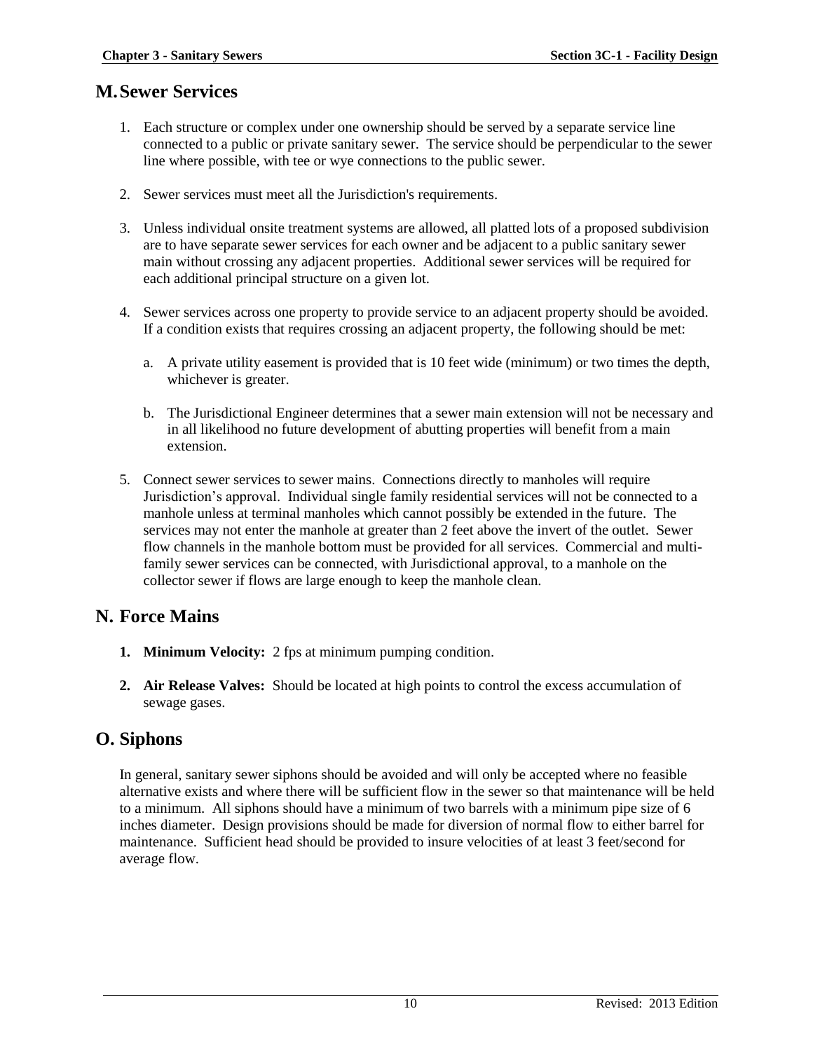## M. Sewer Services

1. Each structure or complex under one ownership should be served by a separate service line connected to a public or private sanitary sewer. The service should be perpendicular to the sewer line where possible, with tee or wye connections to the public sewer.

2. Sewer services must meet all the Jurisdiction's requirements.

3. Unless individual onsite treatment systems are allowed, all platted lots of a proposed subdivision are to have separate sewer services for each owner and be adjacent to a public sanitary sewer main without crossing any adjacent properties. Additional sewer services will be required for each additional principal structure on a given lot.

4. Sewer services across one property to provide service to an adjacent property should be avoided. If a condition exists that requires crossing an adjacent property, the following should be met:

   a. A private utility easement is provided that is 10 feet wide (minimum) or two times the depth, whichever is greater.

   b. The Jurisdictional Engineer determines that a sewer main extension will not be necessary and in all likelihood no future development of abutting properties will benefit from a main extension.

5. Connect sewer services to sewer mains. Connections directly to manholes will require Jurisdiction's approval. Individual single family residential services will not be connected to a manhole unless at terminal manholes which cannot possibly be extended in the future. The services may not enter the manhole at greater than 2 feet above the invert of the outlet. Sewer flow channels in the manhole bottom must be provided for all services. Commercial and multi-family sewer services can be connected, with Jurisdictional approval, to a manhole on the collector sewer if flows are large enough to keep the manhole clean.

## N. Force Mains

1. **Minimum Velocity:** 2 fps at minimum pumping condition.

2. **Air Release Valves:** Should be located at high points to control the excess accumulation of sewage gases.

## O. Siphons

In general, sanitary sewer siphons should be avoided and will only be accepted where no feasible alternative exists and where there will be sufficient flow in the sewer so that maintenance will be held to a minimum. All siphons should have a minimum of two barrels with a minimum pipe size of 6 inches diameter. Design provisions should be made for diversion of normal flow to either barrel for maintenance. Sufficient head should be provided to insure velocities of at least 3 feet/second for average flow.